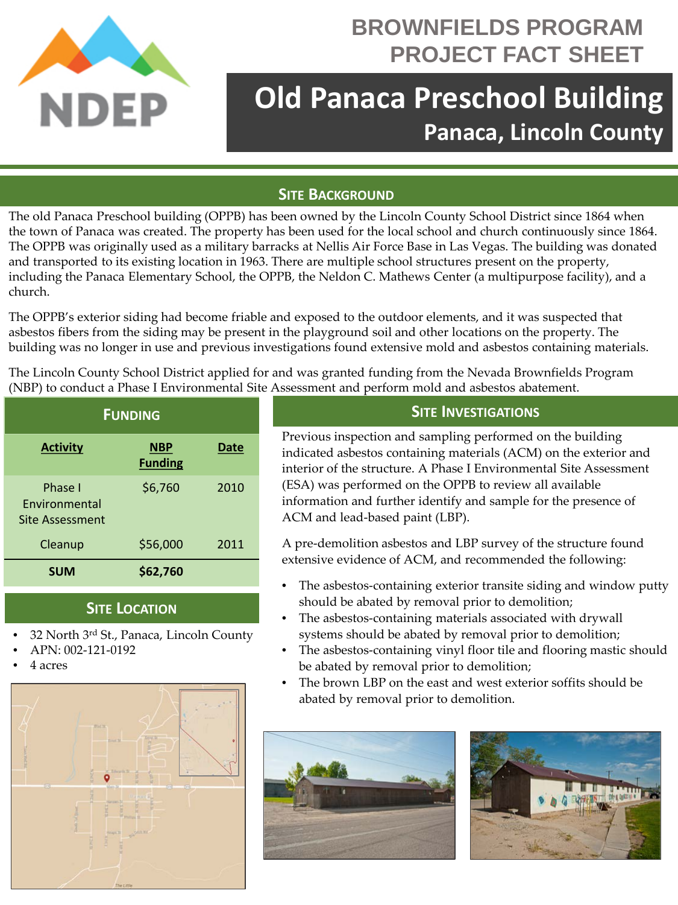# BROWNFIELDS PROGRAM PROJECT FACT SHEET

# Old Panaca Preschool Building

## Panaca, Lincoln County

## SITE BACKGROUND

The old Panaca Preschool building (OPPB) has been owned by the Lincoln County School District since 1864 when the town of Panaca was created. The property has been used for the local school and church continuously since 1864. The OPPB was originally used as a military barracks at Nellis Air Force Base in Las Vegas. The building was donated and transported to its existing location in 1963. There are multiple school structures present on the property, including the Panaca Elementary School, the OPPB, the Neldon C. Mathews Center (a multipurpose facility), and a church.

The OPPB's exterior siding had become friable and exposed to the outdoor elements, and it was suspected that asbestos fibers from the siding may be present in the playground soil and other locations on the property. The building was no longer in use and previous investigations found extensive mold and asbestos containing materials.

The Lincoln County School District applied for and was granted funding from the Nevada Brownfields Program (NBP) to conduct a Phase I Environmental Site Assessment and perform mold and asbestos abatement.

## FUNDING

| Activity | NBP Funding | Date |
|---|---|---|
| Phase I Environmental Site Assessment | $6,760 | 2010 |
| Cleanup | $56,000 | 2011 |
| **SUM** | **$62,760** | |

## SITE LOCATION

- 32 North 3rd St., Panaca, Lincoln County
- APN: 002-121-0192
- 4 acres

## SITE INVESTIGATIONS

Previous inspection and sampling performed on the building indicated asbestos containing materials (ACM) on the exterior and interior of the structure. A Phase I Environmental Site Assessment (ESA) was performed on the OPPB to review all available information and further identify and sample for the presence of ACM and lead-based paint (LBP).

A pre-demolition asbestos and LBP survey of the structure found extensive evidence of ACM, and recommended the following:

- The asbestos-containing exterior transite siding and window putty should be abated by removal prior to demolition;
- The asbestos-containing materials associated with drywall systems should be abated by removal prior to demolition;
- The asbestos-containing vinyl floor tile and flooring mastic should be abated by removal prior to demolition;
- The brown LBP on the east and west exterior soffits should be abated by removal prior to demolition.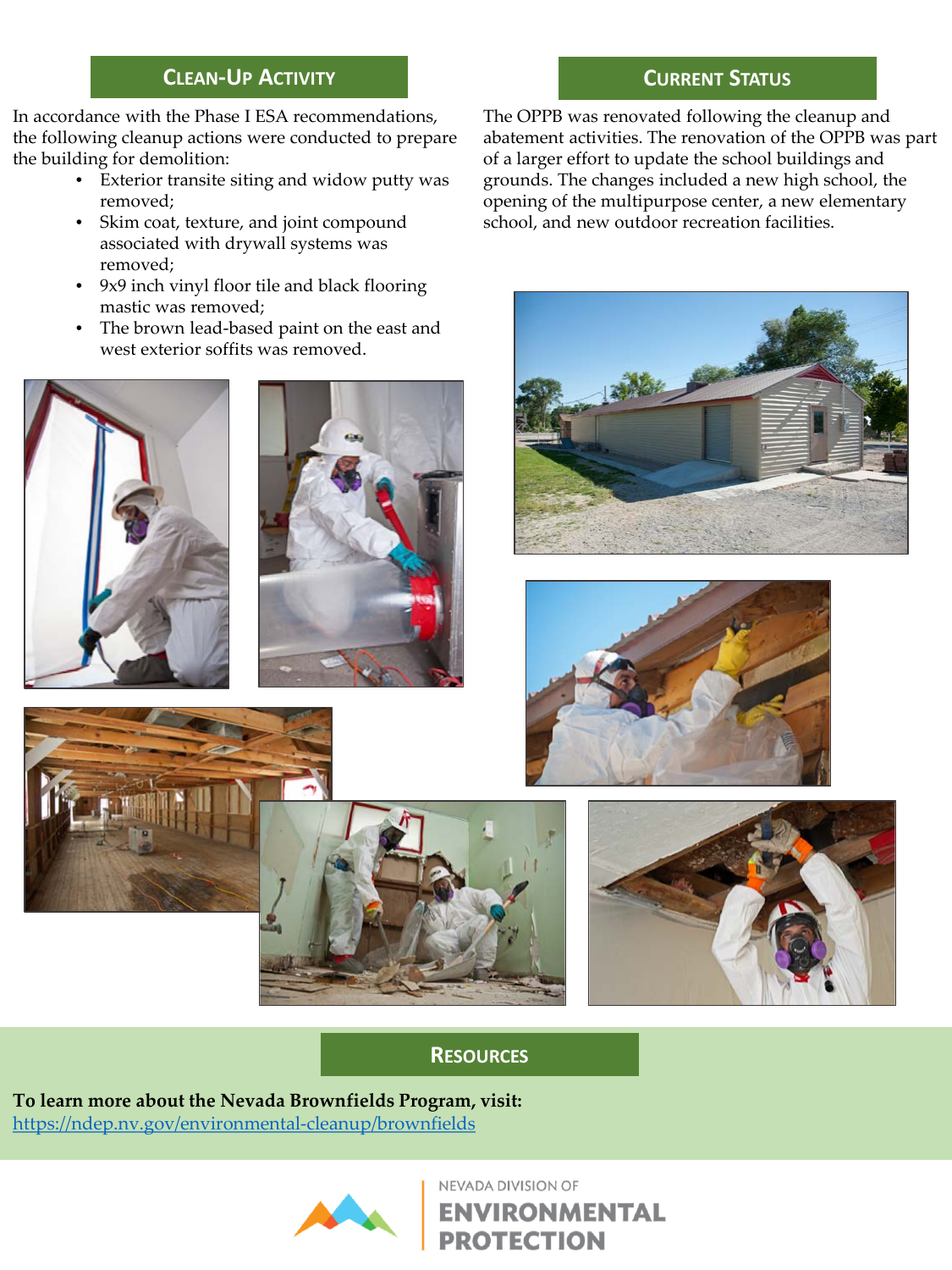## Clean-Up Activity

In accordance with the Phase I ESA recommendations, the following cleanup actions were conducted to prepare the building for demolition:

- Exterior transite siting and widow putty was removed;
- Skim coat, texture, and joint compound associated with drywall systems was removed;
- 9x9 inch vinyl floor tile and black flooring mastic was removed;
- The brown lead-based paint on the east and west exterior soffits was removed.

## Current Status

The OPPB was renovated following the cleanup and abatement activities. The renovation of the OPPB was part of a larger effort to update the school buildings and grounds. The changes included a new high school, the opening of the multipurpose center, a new elementary school, and new outdoor recreation facilities.

## Resources

**To learn more about the Nevada Brownfields Program, visit:**
https://ndep.nv.gov/environmental-cleanup/brownfields

NEVADA DIVISION OF
ENVIRONMENTAL PROTECTION